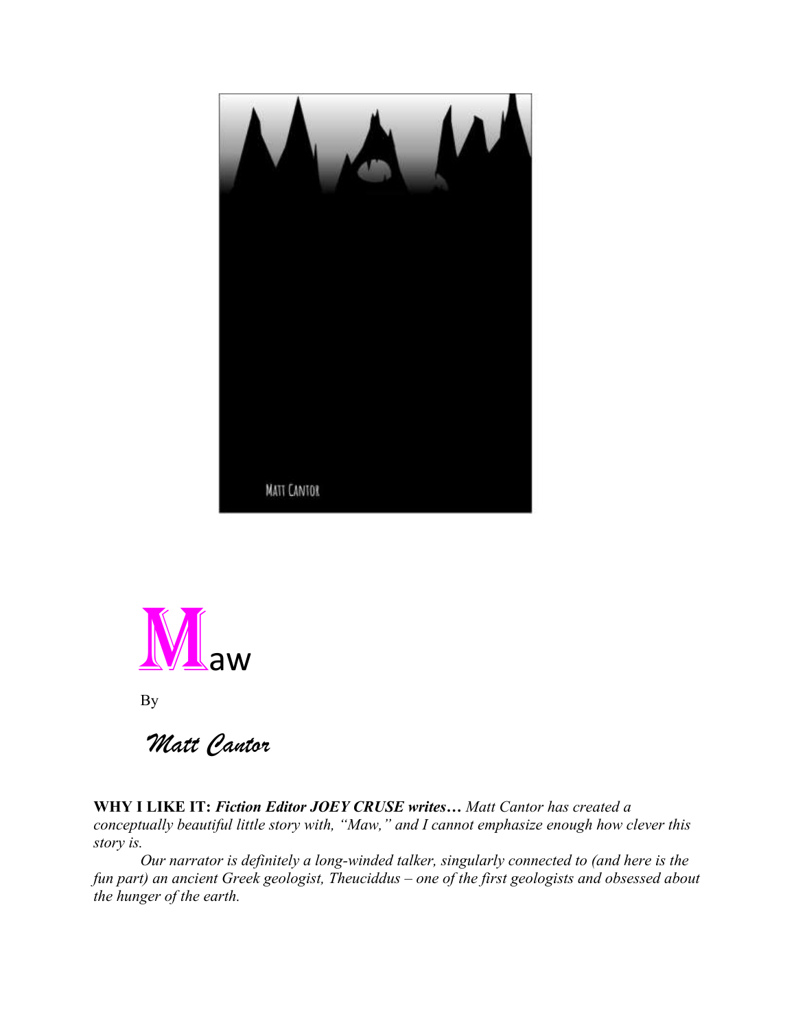# Maw

By

*Matt Cantor*

**WHY I LIKE IT:** ***Fiction Editor JOEY CRUSE writes…*** *Matt Cantor has created a conceptually beautiful little story with, "Maw," and I cannot emphasize enough how clever this story is.*

*Our narrator is definitely a long-winded talker, singularly connected to (and here is the fun part) an ancient Greek geologist, Theuciddus – one of the first geologists and obsessed about the hunger of the earth.*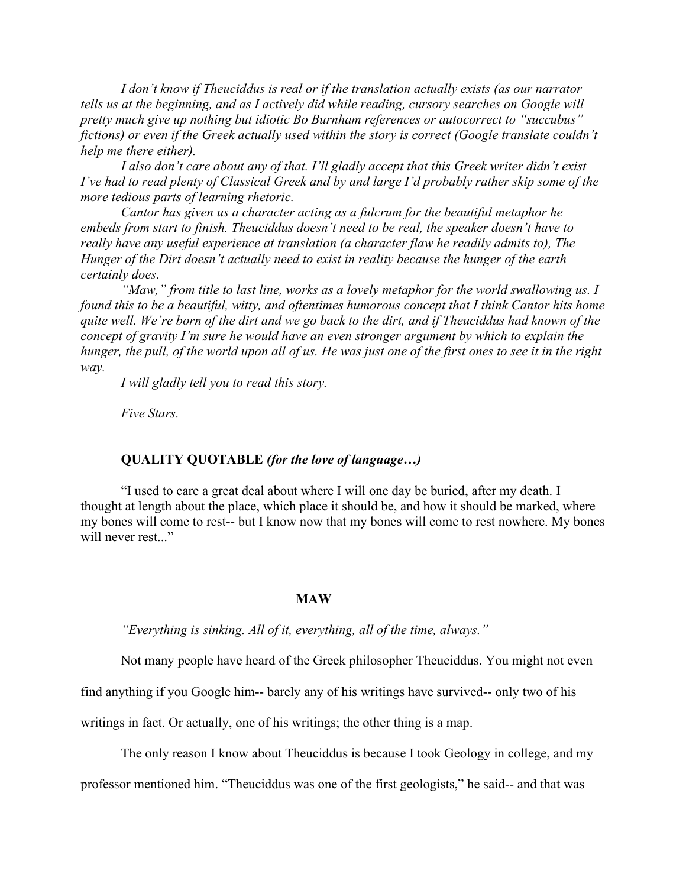*I don't know if Theuciddus is real or if the translation actually exists (as our narrator tells us at the beginning, and as I actively did while reading, cursory searches on Google will pretty much give up nothing but idiotic Bo Burnham references or autocorrect to "succubus" fictions) or even if the Greek actually used within the story is correct (Google translate couldn't help me there either).*

*I also don't care about any of that. I'll gladly accept that this Greek writer didn't exist – I've had to read plenty of Classical Greek and by and large I'd probably rather skip some of the more tedious parts of learning rhetoric.*

*Cantor has given us a character acting as a fulcrum for the beautiful metaphor he embeds from start to finish. Theuciddus doesn't need to be real, the speaker doesn't have to really have any useful experience at translation (a character flaw he readily admits to), The Hunger of the Dirt doesn't actually need to exist in reality because the hunger of the earth certainly does.*

*"Maw," from title to last line, works as a lovely metaphor for the world swallowing us. I found this to be a beautiful, witty, and oftentimes humorous concept that I think Cantor hits home quite well. We're born of the dirt and we go back to the dirt, and if Theuciddus had known of the concept of gravity I'm sure he would have an even stronger argument by which to explain the hunger, the pull, of the world upon all of us. He was just one of the first ones to see it in the right way.*

*I will gladly tell you to read this story.*

*Five Stars.*

**QUALITY QUOTABLE** ***(for the love of language…)***

"I used to care a great deal about where I will one day be buried, after my death. I thought at length about the place, which place it should be, and how it should be marked, where my bones will come to rest-- but I know now that my bones will come to rest nowhere. My bones will never rest..."

## MAW

*"Everything is sinking. All of it, everything, all of the time, always."*

Not many people have heard of the Greek philosopher Theuciddus. You might not even find anything if you Google him-- barely any of his writings have survived-- only two of his writings in fact. Or actually, one of his writings; the other thing is a map.

The only reason I know about Theuciddus is because I took Geology in college, and my professor mentioned him. "Theuciddus was one of the first geologists," he said-- and that was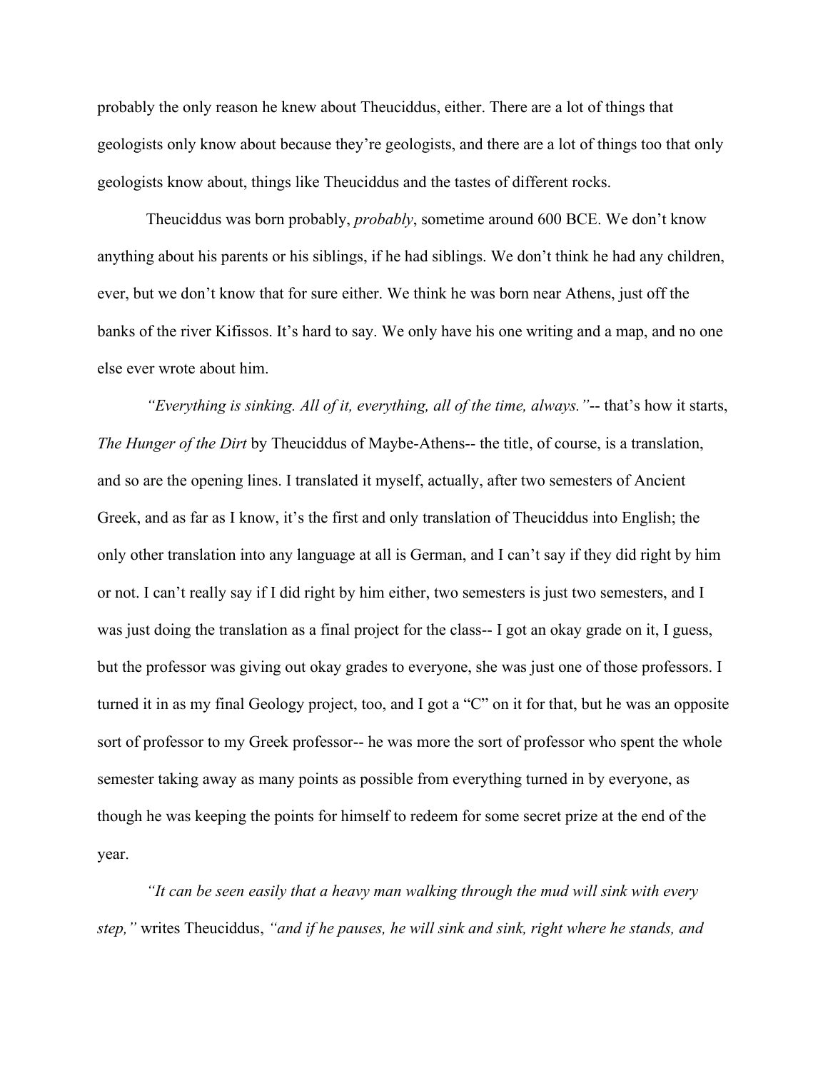probably the only reason he knew about Theuciddus, either. There are a lot of things that geologists only know about because they're geologists, and there are a lot of things too that only geologists know about, things like Theuciddus and the tastes of different rocks.

Theuciddus was born probably, *probably*, sometime around 600 BCE. We don't know anything about his parents or his siblings, if he had siblings. We don't think he had any children, ever, but we don't know that for sure either. We think he was born near Athens, just off the banks of the river Kifissos. It's hard to say. We only have his one writing and a map, and no one else ever wrote about him.

*"Everything is sinking. All of it, everything, all of the time, always."*-- that's how it starts, *The Hunger of the Dirt* by Theuciddus of Maybe-Athens-- the title, of course, is a translation, and so are the opening lines. I translated it myself, actually, after two semesters of Ancient Greek, and as far as I know, it's the first and only translation of Theuciddus into English; the only other translation into any language at all is German, and I can't say if they did right by him or not. I can't really say if I did right by him either, two semesters is just two semesters, and I was just doing the translation as a final project for the class-- I got an okay grade on it, I guess, but the professor was giving out okay grades to everyone, she was just one of those professors. I turned it in as my final Geology project, too, and I got a "C" on it for that, but he was an opposite sort of professor to my Greek professor-- he was more the sort of professor who spent the whole semester taking away as many points as possible from everything turned in by everyone, as though he was keeping the points for himself to redeem for some secret prize at the end of the year.

*"It can be seen easily that a heavy man walking through the mud will sink with every step,"* writes Theuciddus, *"and if he pauses, he will sink and sink, right where he stands, and*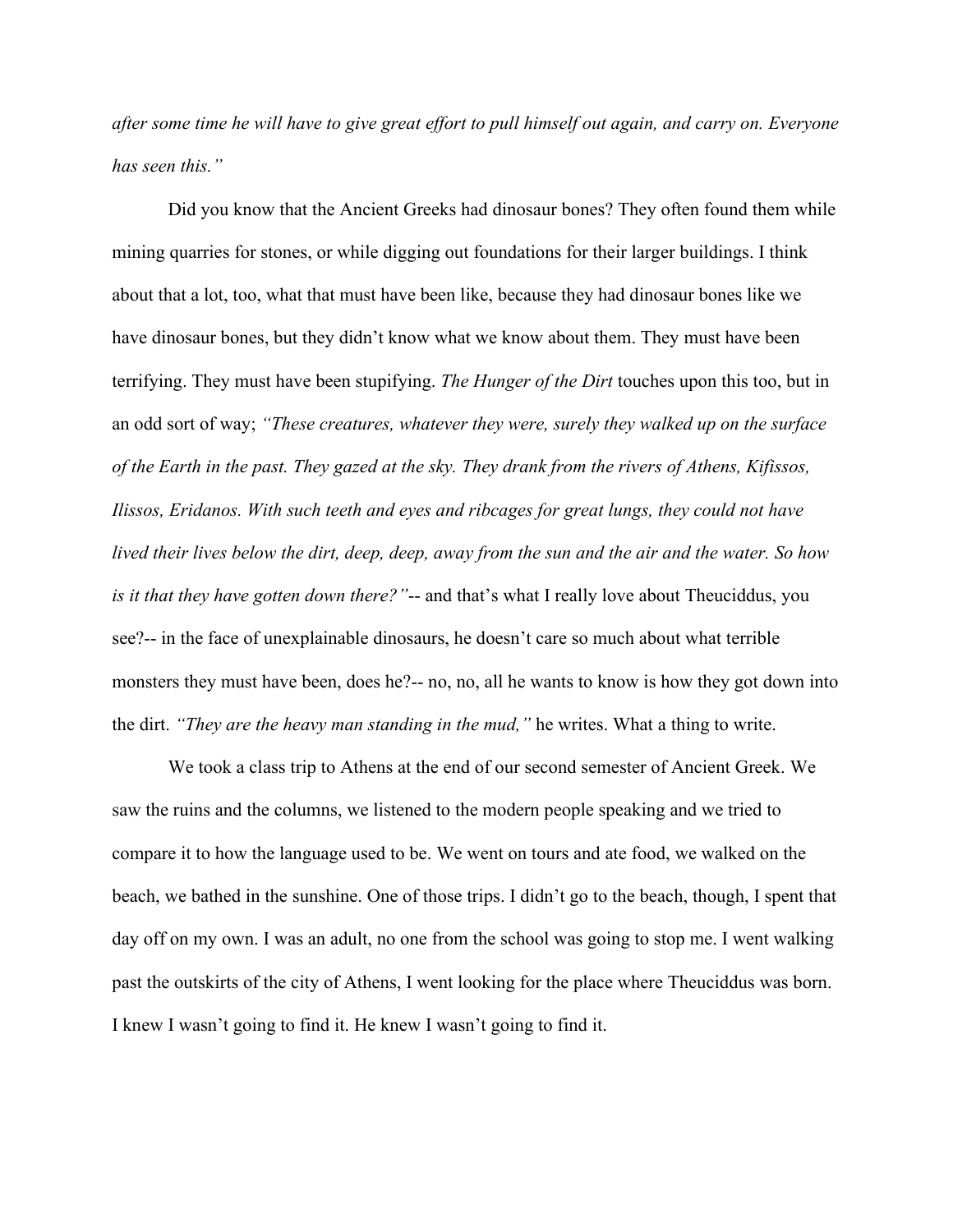*after some time he will have to give great effort to pull himself out again, and carry on. Everyone has seen this."*

Did you know that the Ancient Greeks had dinosaur bones? They often found them while mining quarries for stones, or while digging out foundations for their larger buildings. I think about that a lot, too, what that must have been like, because they had dinosaur bones like we have dinosaur bones, but they didn't know what we know about them. They must have been terrifying. They must have been stupifying. *The Hunger of the Dirt* touches upon this too, but in an odd sort of way; *"These creatures, whatever they were, surely they walked up on the surface of the Earth in the past. They gazed at the sky. They drank from the rivers of Athens, Kifissos, Ilissos, Eridanos. With such teeth and eyes and ribcages for great lungs, they could not have lived their lives below the dirt, deep, deep, away from the sun and the air and the water. So how is it that they have gotten down there?"*-- and that's what I really love about Theuciddus, you see?-- in the face of unexplainable dinosaurs, he doesn't care so much about what terrible monsters they must have been, does he?-- no, no, all he wants to know is how they got down into the dirt. *"They are the heavy man standing in the mud,"* he writes. What a thing to write.

We took a class trip to Athens at the end of our second semester of Ancient Greek. We saw the ruins and the columns, we listened to the modern people speaking and we tried to compare it to how the language used to be. We went on tours and ate food, we walked on the beach, we bathed in the sunshine. One of those trips. I didn't go to the beach, though, I spent that day off on my own. I was an adult, no one from the school was going to stop me. I went walking past the outskirts of the city of Athens, I went looking for the place where Theuciddus was born. I knew I wasn't going to find it. He knew I wasn't going to find it.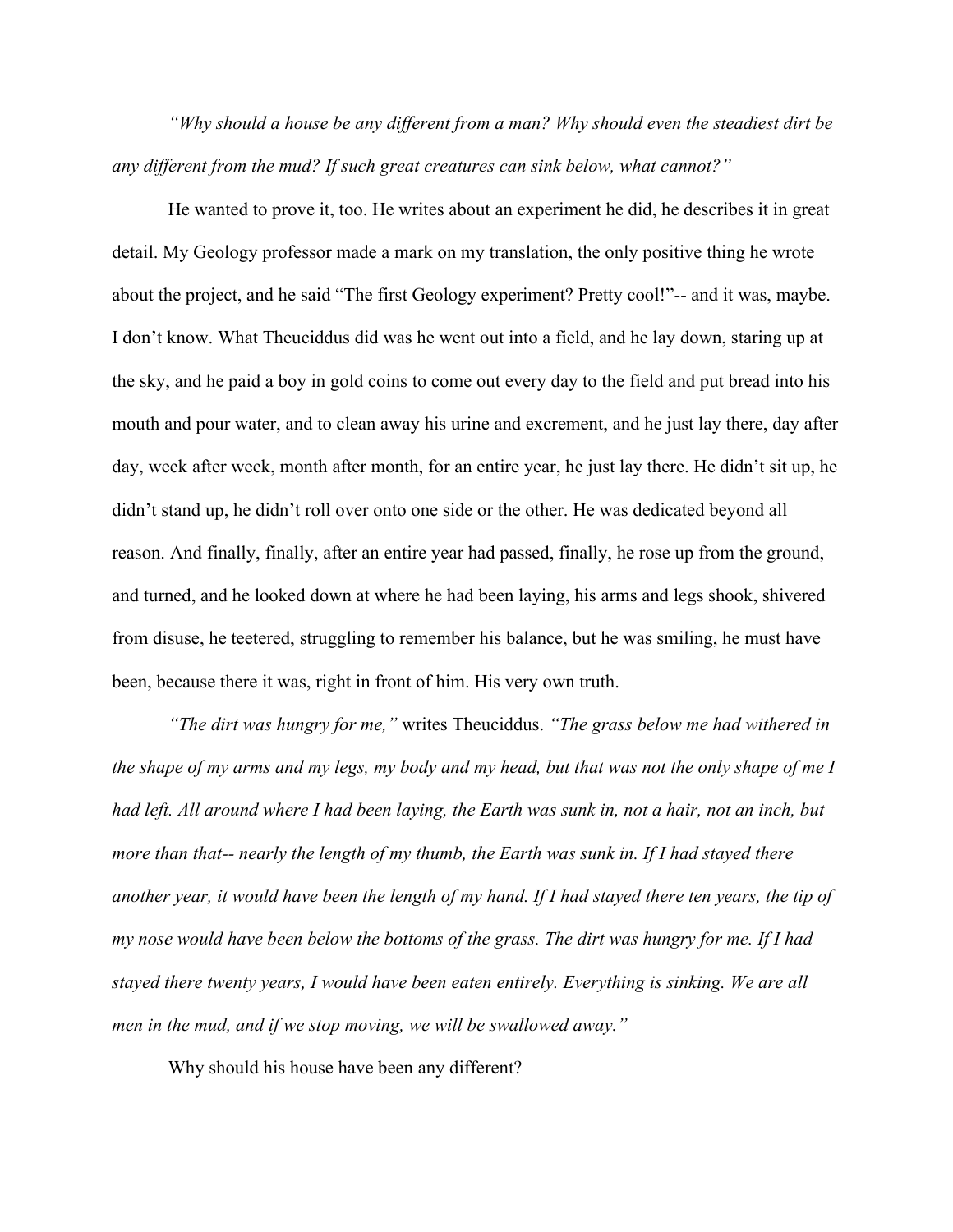*"Why should a house be any different from a man? Why should even the steadiest dirt be any different from the mud? If such great creatures can sink below, what cannot?"*

He wanted to prove it, too. He writes about an experiment he did, he describes it in great detail. My Geology professor made a mark on my translation, the only positive thing he wrote about the project, and he said "The first Geology experiment? Pretty cool!"-- and it was, maybe. I don't know. What Theuciddus did was he went out into a field, and he lay down, staring up at the sky, and he paid a boy in gold coins to come out every day to the field and put bread into his mouth and pour water, and to clean away his urine and excrement, and he just lay there, day after day, week after week, month after month, for an entire year, he just lay there. He didn't sit up, he didn't stand up, he didn't roll over onto one side or the other. He was dedicated beyond all reason. And finally, finally, after an entire year had passed, finally, he rose up from the ground, and turned, and he looked down at where he had been laying, his arms and legs shook, shivered from disuse, he teetered, struggling to remember his balance, but he was smiling, he must have been, because there it was, right in front of him. His very own truth.

*"The dirt was hungry for me,"* writes Theuciddus. *"The grass below me had withered in the shape of my arms and my legs, my body and my head, but that was not the only shape of me I had left. All around where I had been laying, the Earth was sunk in, not a hair, not an inch, but more than that-- nearly the length of my thumb, the Earth was sunk in. If I had stayed there another year, it would have been the length of my hand. If I had stayed there ten years, the tip of my nose would have been below the bottoms of the grass. The dirt was hungry for me. If I had stayed there twenty years, I would have been eaten entirely. Everything is sinking. We are all men in the mud, and if we stop moving, we will be swallowed away."*

Why should his house have been any different?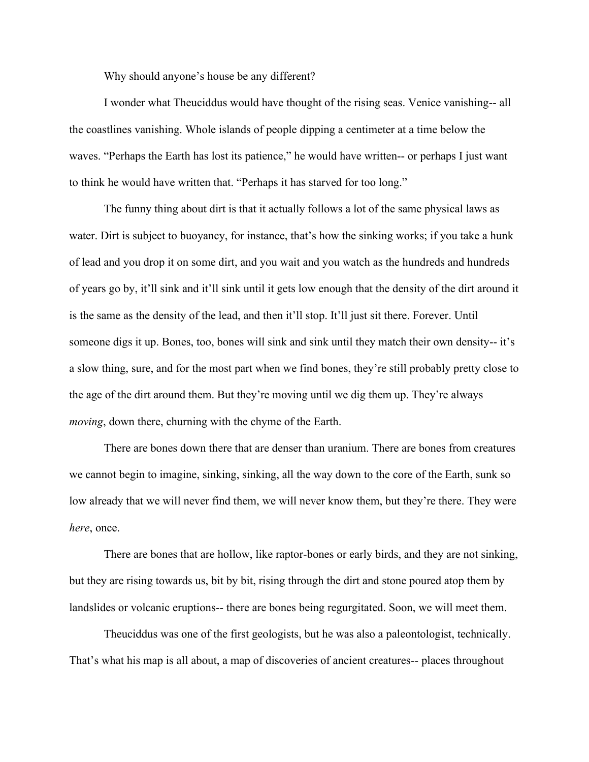Why should anyone's house be any different?

I wonder what Theuciddus would have thought of the rising seas. Venice vanishing-- all the coastlines vanishing. Whole islands of people dipping a centimeter at a time below the waves. "Perhaps the Earth has lost its patience," he would have written-- or perhaps I just want to think he would have written that. "Perhaps it has starved for too long."

The funny thing about dirt is that it actually follows a lot of the same physical laws as water. Dirt is subject to buoyancy, for instance, that's how the sinking works; if you take a hunk of lead and you drop it on some dirt, and you wait and you watch as the hundreds and hundreds of years go by, it'll sink and it'll sink until it gets low enough that the density of the dirt around it is the same as the density of the lead, and then it'll stop. It'll just sit there. Forever. Until someone digs it up. Bones, too, bones will sink and sink until they match their own density-- it's a slow thing, sure, and for the most part when we find bones, they're still probably pretty close to the age of the dirt around them. But they're moving until we dig them up. They're always *moving*, down there, churning with the chyme of the Earth.

There are bones down there that are denser than uranium. There are bones from creatures we cannot begin to imagine, sinking, sinking, all the way down to the core of the Earth, sunk so low already that we will never find them, we will never know them, but they're there. They were *here*, once.

There are bones that are hollow, like raptor-bones or early birds, and they are not sinking, but they are rising towards us, bit by bit, rising through the dirt and stone poured atop them by landslides or volcanic eruptions-- there are bones being regurgitated. Soon, we will meet them.

Theuciddus was one of the first geologists, but he was also a paleontologist, technically. That's what his map is all about, a map of discoveries of ancient creatures-- places throughout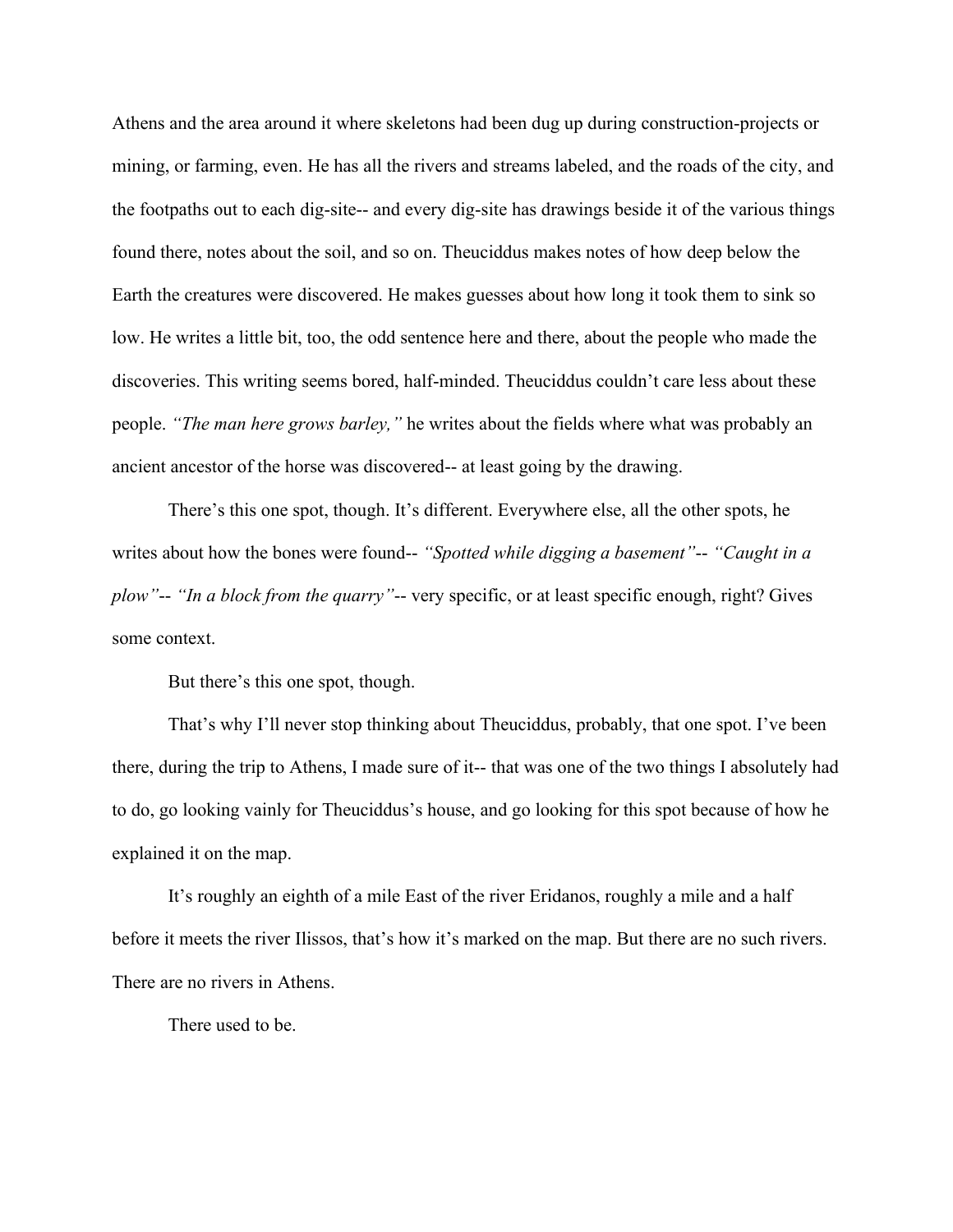Athens and the area around it where skeletons had been dug up during construction-projects or mining, or farming, even. He has all the rivers and streams labeled, and the roads of the city, and the footpaths out to each dig-site-- and every dig-site has drawings beside it of the various things found there, notes about the soil, and so on. Theuciddus makes notes of how deep below the Earth the creatures were discovered. He makes guesses about how long it took them to sink so low. He writes a little bit, too, the odd sentence here and there, about the people who made the discoveries. This writing seems bored, half-minded. Theuciddus couldn't care less about these people. *"The man here grows barley,"* he writes about the fields where what was probably an ancient ancestor of the horse was discovered-- at least going by the drawing.

There's this one spot, though. It's different. Everywhere else, all the other spots, he writes about how the bones were found-- *"Spotted while digging a basement"*-- *"Caught in a plow"*-- *"In a block from the quarry"*-- very specific, or at least specific enough, right? Gives some context.

But there's this one spot, though.

That's why I'll never stop thinking about Theuciddus, probably, that one spot. I've been there, during the trip to Athens, I made sure of it-- that was one of the two things I absolutely had to do, go looking vainly for Theuciddus's house, and go looking for this spot because of how he explained it on the map.

It's roughly an eighth of a mile East of the river Eridanos, roughly a mile and a half before it meets the river Ilissos, that's how it's marked on the map. But there are no such rivers. There are no rivers in Athens.

There used to be.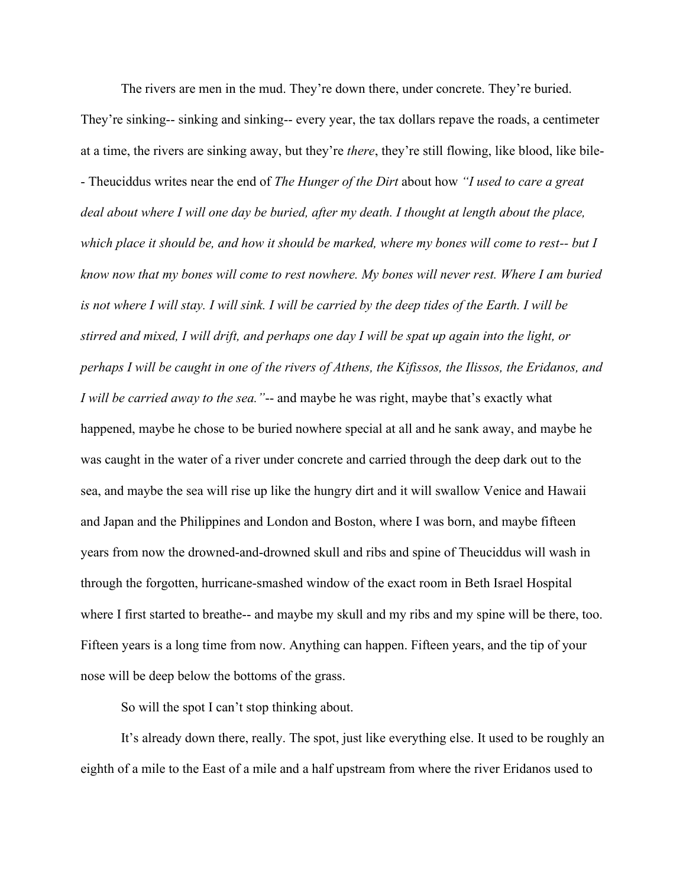The rivers are men in the mud. They're down there, under concrete. They're buried. They're sinking-- sinking and sinking-- every year, the tax dollars repave the roads, a centimeter at a time, the rivers are sinking away, but they're *there*, they're still flowing, like blood, like bile-- Theuciddus writes near the end of *The Hunger of the Dirt* about how *"I used to care a great deal about where I will one day be buried, after my death. I thought at length about the place, which place it should be, and how it should be marked, where my bones will come to rest-- but I know now that my bones will come to rest nowhere. My bones will never rest. Where I am buried is not where I will stay. I will sink. I will be carried by the deep tides of the Earth. I will be stirred and mixed, I will drift, and perhaps one day I will be spat up again into the light, or perhaps I will be caught in one of the rivers of Athens, the Kifissos, the Ilissos, the Eridanos, and I will be carried away to the sea."*-- and maybe he was right, maybe that's exactly what happened, maybe he chose to be buried nowhere special at all and he sank away, and maybe he was caught in the water of a river under concrete and carried through the deep dark out to the sea, and maybe the sea will rise up like the hungry dirt and it will swallow Venice and Hawaii and Japan and the Philippines and London and Boston, where I was born, and maybe fifteen years from now the drowned-and-drowned skull and ribs and spine of Theuciddus will wash in through the forgotten, hurricane-smashed window of the exact room in Beth Israel Hospital where I first started to breathe-- and maybe my skull and my ribs and my spine will be there, too. Fifteen years is a long time from now. Anything can happen. Fifteen years, and the tip of your nose will be deep below the bottoms of the grass.

So will the spot I can't stop thinking about.

It's already down there, really. The spot, just like everything else. It used to be roughly an eighth of a mile to the East of a mile and a half upstream from where the river Eridanos used to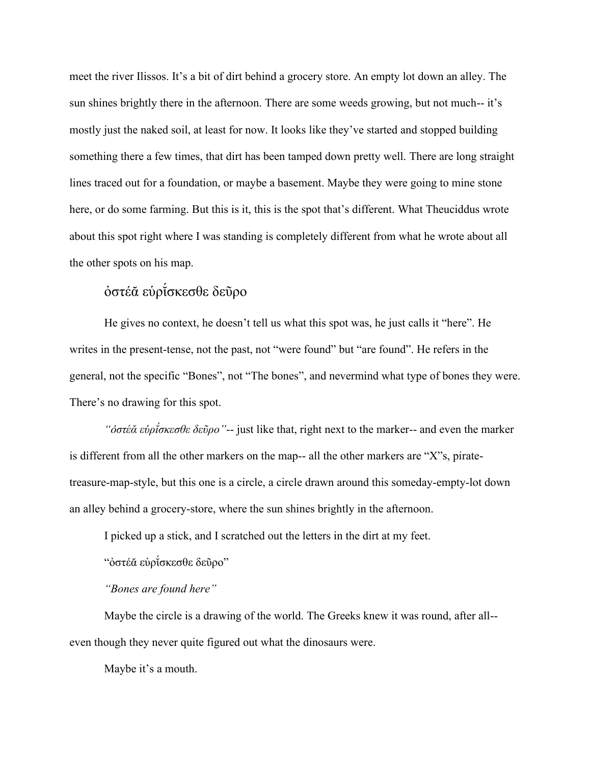meet the river Ilissos. It's a bit of dirt behind a grocery store. An empty lot down an alley. The sun shines brightly there in the afternoon. There are some weeds growing, but not much-- it's mostly just the naked soil, at least for now. It looks like they've started and stopped building something there a few times, that dirt has been tamped down pretty well. There are long straight lines traced out for a foundation, or maybe a basement. Maybe they were going to mine stone here, or do some farming. But this is it, this is the spot that's different. What Theuciddus wrote about this spot right where I was standing is completely different from what he wrote about all the other spots on his map.

ὀστέᾰ εὑρῐ́σκεσθε δεῦρο

He gives no context, he doesn't tell us what this spot was, he just calls it "here". He writes in the present-tense, not the past, not "were found" but "are found". He refers in the general, not the specific "Bones", not "The bones", and nevermind what type of bones they were. There's no drawing for this spot.

*"ὀστέᾰ εὑρῐ́σκεσθε δεῦρο"*-- just like that, right next to the marker-- and even the marker is different from all the other markers on the map-- all the other markers are "X"s, pirate-treasure-map-style, but this one is a circle, a circle drawn around this someday-empty-lot down an alley behind a grocery-store, where the sun shines brightly in the afternoon.

I picked up a stick, and I scratched out the letters in the dirt at my feet.

"ὀστέᾰ εὑρῐ́σκεσθε δεῦρο"

*"Bones are found here"*

Maybe the circle is a drawing of the world. The Greeks knew it was round, after all-- even though they never quite figured out what the dinosaurs were.

Maybe it's a mouth.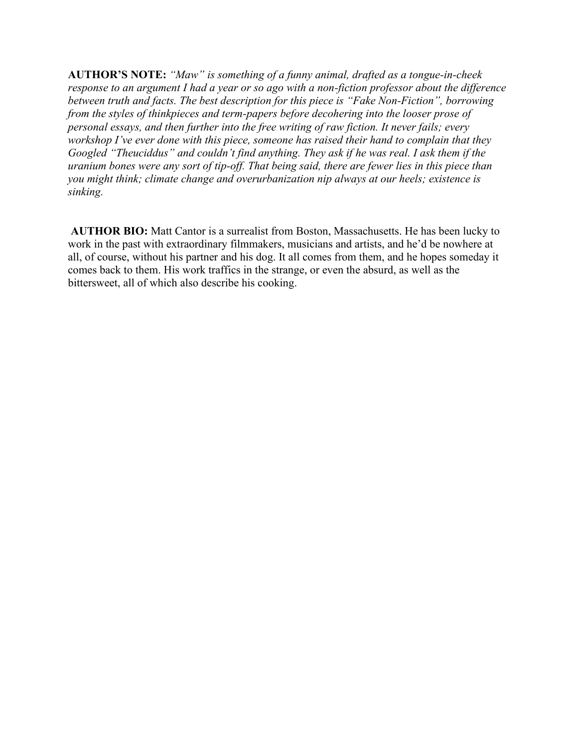**AUTHOR'S NOTE:** *"Maw" is something of a funny animal, drafted as a tongue-in-cheek response to an argument I had a year or so ago with a non-fiction professor about the difference between truth and facts. The best description for this piece is "Fake Non-Fiction", borrowing from the styles of thinkpieces and term-papers before decohering into the looser prose of personal essays, and then further into the free writing of raw fiction. It never fails; every workshop I've ever done with this piece, someone has raised their hand to complain that they Googled "Theuciddus" and couldn't find anything. They ask if he was real. I ask them if the uranium bones were any sort of tip-off. That being said, there are fewer lies in this piece than you might think; climate change and overurbanization nip always at our heels; existence is sinking.*

**AUTHOR BIO:** Matt Cantor is a surrealist from Boston, Massachusetts. He has been lucky to work in the past with extraordinary filmmakers, musicians and artists, and he'd be nowhere at all, of course, without his partner and his dog. It all comes from them, and he hopes someday it comes back to them. His work traffics in the strange, or even the absurd, as well as the bittersweet, all of which also describe his cooking.